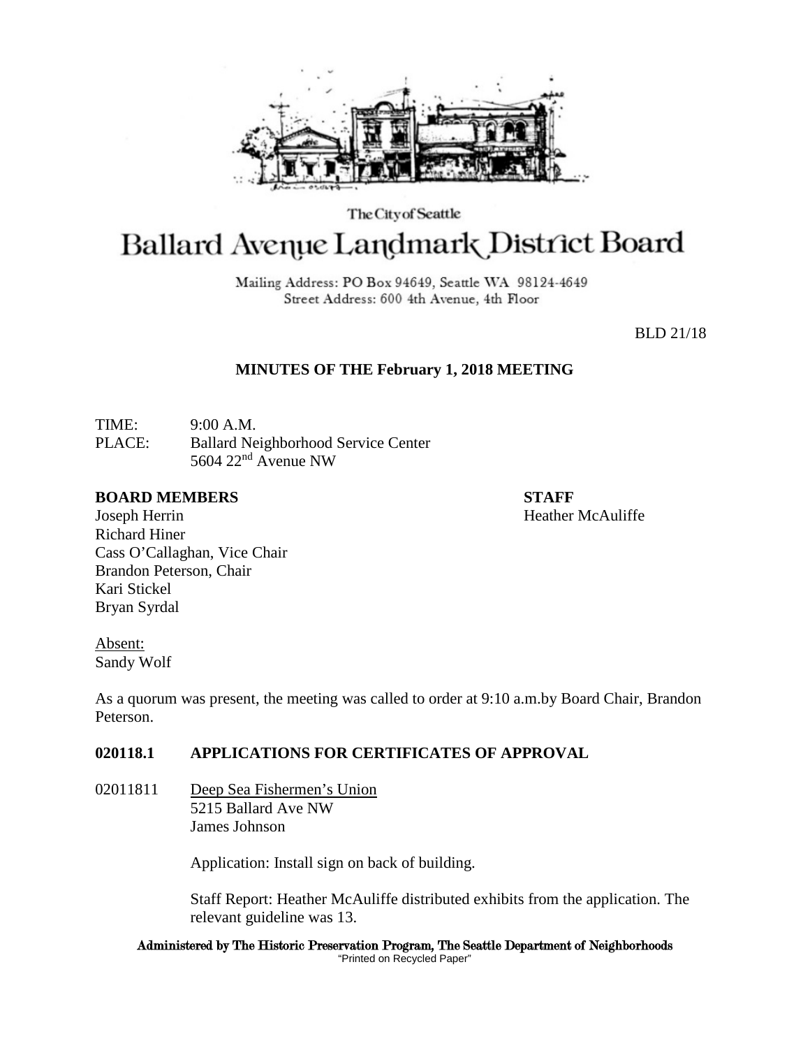The City of Seattle

# Ballard Avenue Landmark District Board

Mailing Address: PO Box 94649, Seattle WA 98124-4649
Street Address: 600 4th Avenue, 4th Floor

BLD 21/18

**MINUTES OF THE February 1, 2018 MEETING**

TIME: 9:00 A.M.
PLACE: Ballard Neighborhood Service Center
5604 22nd Avenue NW

**BOARD MEMBERS**
Joseph Herrin
Richard Hiner
Cass O'Callaghan, Vice Chair
Brandon Peterson, Chair
Kari Stickel
Bryan Syrdal

**STAFF**
Heather McAuliffe

Absent:
Sandy Wolf

As a quorum was present, the meeting was called to order at 9:10 a.m.by Board Chair, Brandon Peterson.

**020118.1 APPLICATIONS FOR CERTIFICATES OF APPROVAL**

02011811 Deep Sea Fishermen's Union
5215 Ballard Ave NW
James Johnson

Application: Install sign on back of building.

Staff Report: Heather McAuliffe distributed exhibits from the application. The relevant guideline was 13.

Administered by The Historic Preservation Program, The Seattle Department of Neighborhoods
"Printed on Recycled Paper"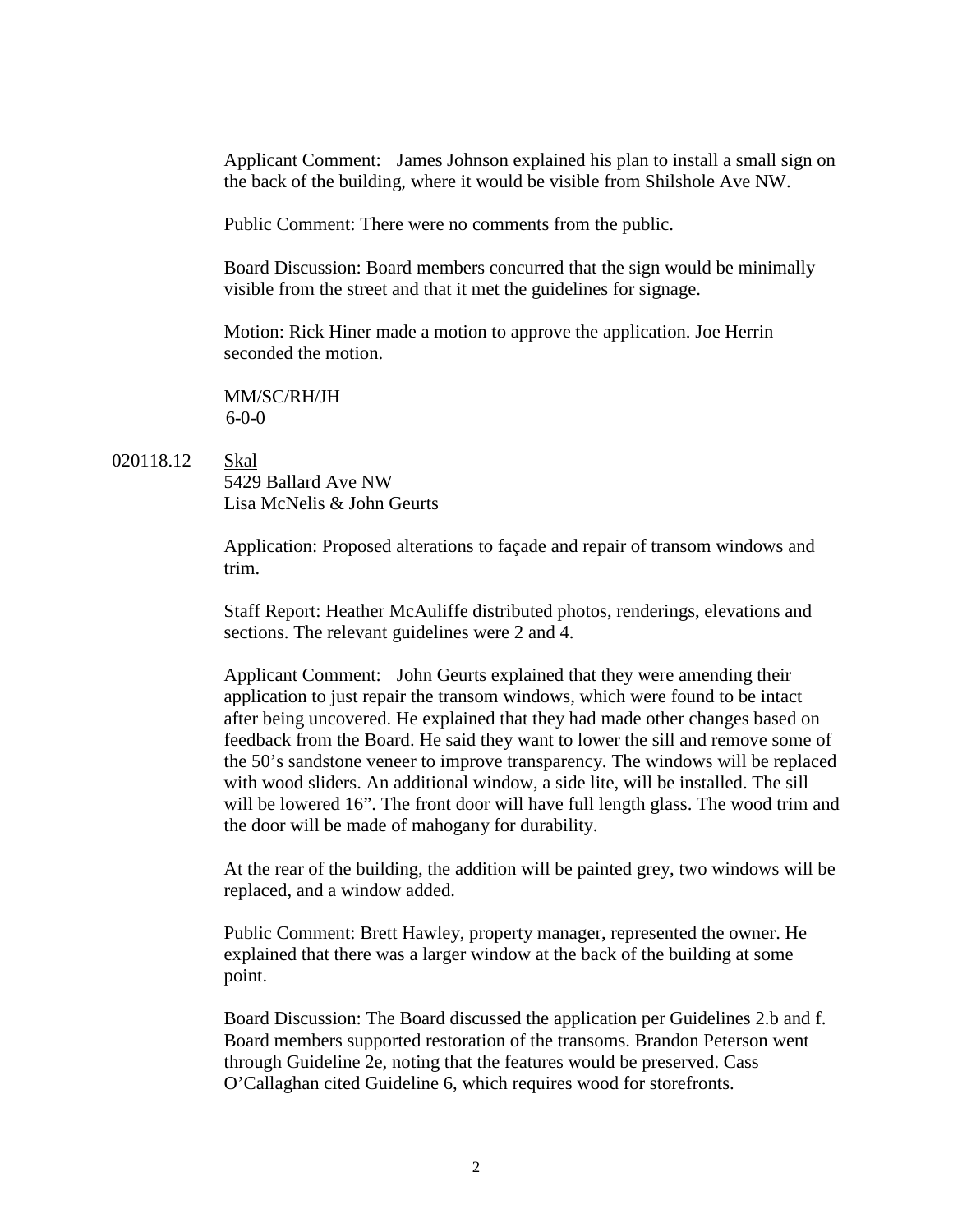Applicant Comment: James Johnson explained his plan to install a small sign on the back of the building, where it would be visible from Shilshole Ave NW.

Public Comment: There were no comments from the public.

Board Discussion: Board members concurred that the sign would be minimally visible from the street and that it met the guidelines for signage.

Motion: Rick Hiner made a motion to approve the application. Joe Herrin seconded the motion.

MM/SC/RH/JH
6-0-0

020118.12 <u>Skal</u>
5429 Ballard Ave NW
Lisa McNelis & John Geurts

Application: Proposed alterations to façade and repair of transom windows and trim.

Staff Report: Heather McAuliffe distributed photos, renderings, elevations and sections. The relevant guidelines were 2 and 4.

Applicant Comment: John Geurts explained that they were amending their application to just repair the transom windows, which were found to be intact after being uncovered. He explained that they had made other changes based on feedback from the Board. He said they want to lower the sill and remove some of the 50's sandstone veneer to improve transparency. The windows will be replaced with wood sliders. An additional window, a side lite, will be installed. The sill will be lowered 16". The front door will have full length glass. The wood trim and the door will be made of mahogany for durability.

At the rear of the building, the addition will be painted grey, two windows will be replaced, and a window added.

Public Comment: Brett Hawley, property manager, represented the owner. He explained that there was a larger window at the back of the building at some point.

Board Discussion: The Board discussed the application per Guidelines 2.b and f. Board members supported restoration of the transoms. Brandon Peterson went through Guideline 2e, noting that the features would be preserved. Cass O'Callaghan cited Guideline 6, which requires wood for storefronts.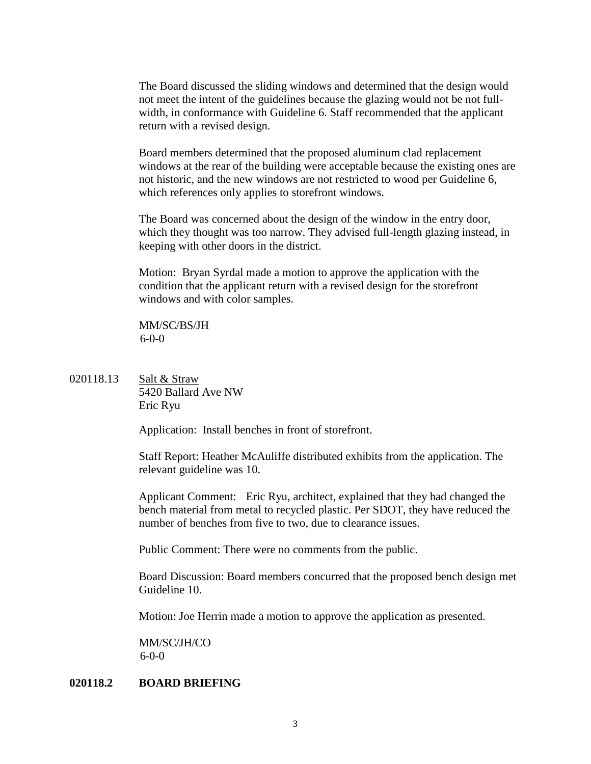The Board discussed the sliding windows and determined that the design would not meet the intent of the guidelines because the glazing would not be not full-width, in conformance with Guideline 6. Staff recommended that the applicant return with a revised design.

Board members determined that the proposed aluminum clad replacement windows at the rear of the building were acceptable because the existing ones are not historic, and the new windows are not restricted to wood per Guideline 6, which references only applies to storefront windows.

The Board was concerned about the design of the window in the entry door, which they thought was too narrow. They advised full-length glazing instead, in keeping with other doors in the district.

Motion: Bryan Syrdal made a motion to approve the application with the condition that the applicant return with a revised design for the storefront windows and with color samples.

MM/SC/BS/JH
6-0-0

020118.13 Salt & Straw
5420 Ballard Ave NW
Eric Ryu

Application: Install benches in front of storefront.

Staff Report: Heather McAuliffe distributed exhibits from the application. The relevant guideline was 10.

Applicant Comment: Eric Ryu, architect, explained that they had changed the bench material from metal to recycled plastic. Per SDOT, they have reduced the number of benches from five to two, due to clearance issues.

Public Comment: There were no comments from the public.

Board Discussion: Board members concurred that the proposed bench design met Guideline 10.

Motion: Joe Herrin made a motion to approve the application as presented.

MM/SC/JH/CO
6-0-0

**020118.2 BOARD BRIEFING**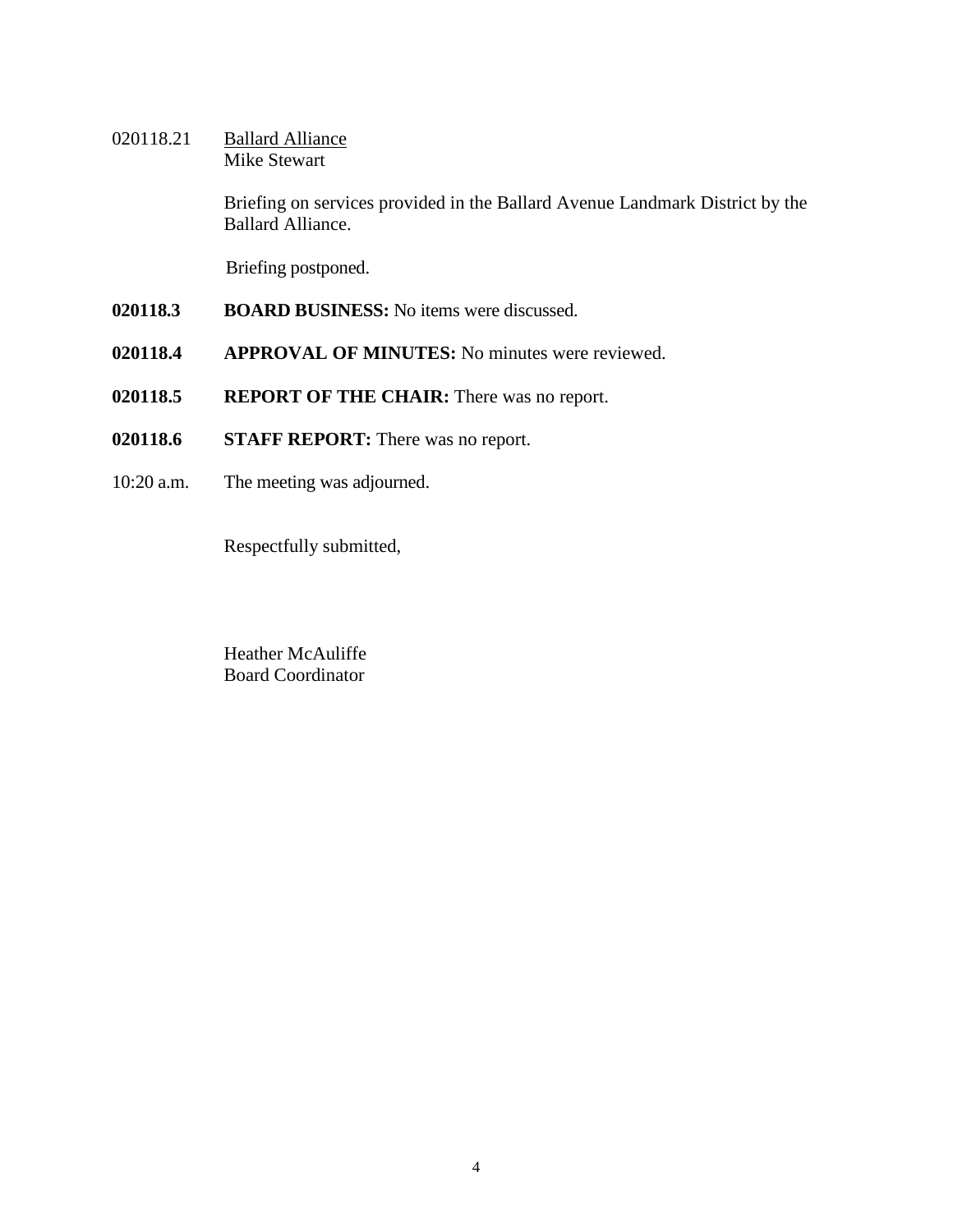020118.21 <u>Ballard Alliance</u>
Mike Stewart

Briefing on services provided in the Ballard Avenue Landmark District by the Ballard Alliance.

Briefing postponed.

**020118.3 BOARD BUSINESS:** No items were discussed.

**020118.4 APPROVAL OF MINUTES:** No minutes were reviewed.

**020118.5 REPORT OF THE CHAIR:** There was no report.

**020118.6 STAFF REPORT:** There was no report.

10:20 a.m. The meeting was adjourned.

Respectfully submitted,

Heather McAuliffe
Board Coordinator